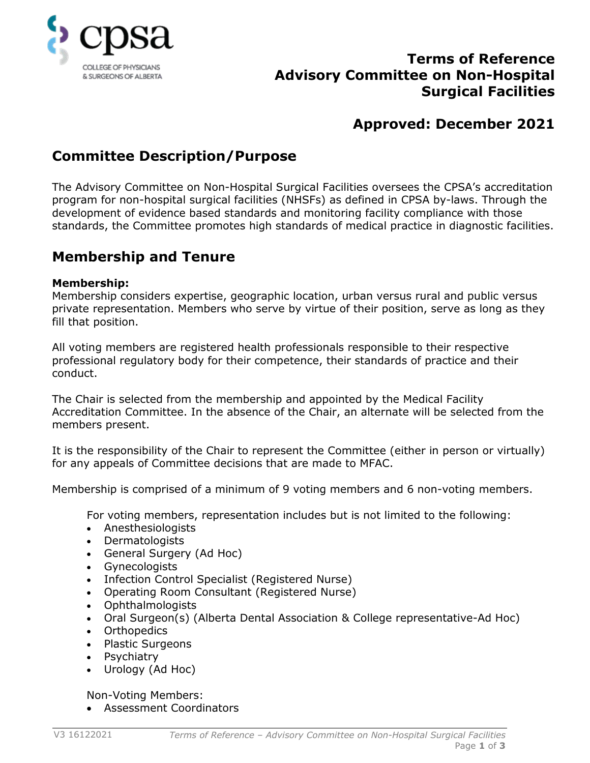# Terms of Reference
# Advisory Committee on Non-Hospital Surgical Facilities

## Approved: December 2021

## Committee Description/Purpose

The Advisory Committee on Non-Hospital Surgical Facilities oversees the CPSA's accreditation program for non-hospital surgical facilities (NHSFs) as defined in CPSA by-laws. Through the development of evidence based standards and monitoring facility compliance with those standards, the Committee promotes high standards of medical practice in diagnostic facilities.

## Membership and Tenure

**Membership:**
Membership considers expertise, geographic location, urban versus rural and public versus private representation. Members who serve by virtue of their position, serve as long as they fill that position.

All voting members are registered health professionals responsible to their respective professional regulatory body for their competence, their standards of practice and their conduct.

The Chair is selected from the membership and appointed by the Medical Facility Accreditation Committee. In the absence of the Chair, an alternate will be selected from the members present.

It is the responsibility of the Chair to represent the Committee (either in person or virtually) for any appeals of Committee decisions that are made to MFAC.

Membership is comprised of a minimum of 9 voting members and 6 non-voting members.

For voting members, representation includes but is not limited to the following:

- Anesthesiologists
- Dermatologists
- General Surgery (Ad Hoc)
- Gynecologists
- Infection Control Specialist (Registered Nurse)
- Operating Room Consultant (Registered Nurse)
- Ophthalmologists
- Oral Surgeon(s) (Alberta Dental Association & College representative-Ad Hoc)
- Orthopedics
- Plastic Surgeons
- Psychiatry
- Urology (Ad Hoc)

Non-Voting Members:

- Assessment Coordinators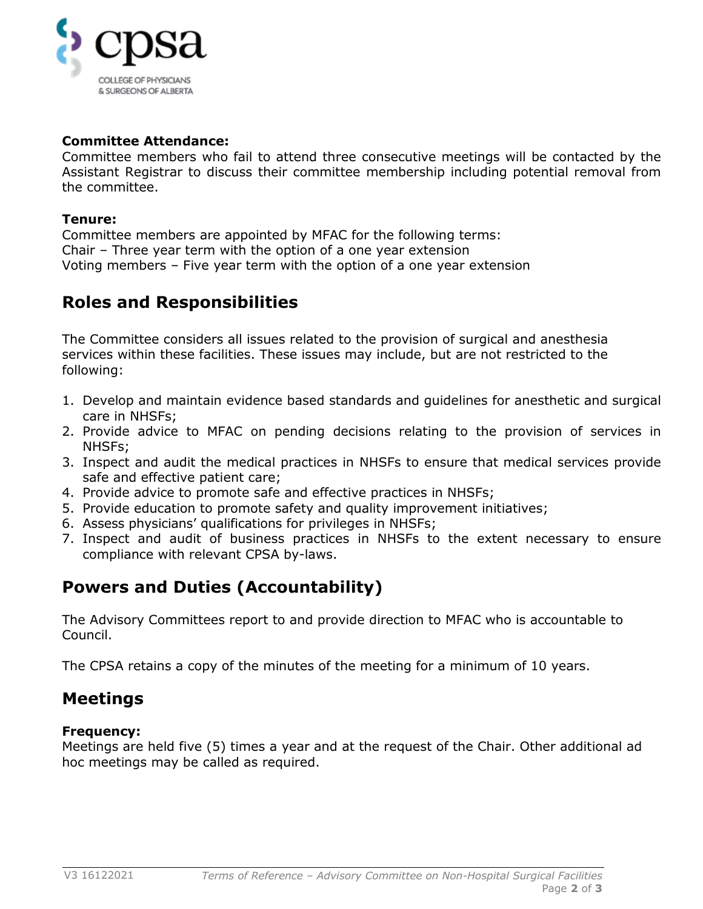**Committee Attendance:**
Committee members who fail to attend three consecutive meetings will be contacted by the Assistant Registrar to discuss their committee membership including potential removal from the committee.

**Tenure:**
Committee members are appointed by MFAC for the following terms:
Chair – Three year term with the option of a one year extension
Voting members – Five year term with the option of a one year extension

## Roles and Responsibilities

The Committee considers all issues related to the provision of surgical and anesthesia services within these facilities. These issues may include, but are not restricted to the following:

1. Develop and maintain evidence based standards and guidelines for anesthetic and surgical care in NHSFs;
2. Provide advice to MFAC on pending decisions relating to the provision of services in NHSFs;
3. Inspect and audit the medical practices in NHSFs to ensure that medical services provide safe and effective patient care;
4. Provide advice to promote safe and effective practices in NHSFs;
5. Provide education to promote safety and quality improvement initiatives;
6. Assess physicians' qualifications for privileges in NHSFs;
7. Inspect and audit of business practices in NHSFs to the extent necessary to ensure compliance with relevant CPSA by-laws.

## Powers and Duties (Accountability)

The Advisory Committees report to and provide direction to MFAC who is accountable to Council.

The CPSA retains a copy of the minutes of the meeting for a minimum of 10 years.

## Meetings

**Frequency:**
Meetings are held five (5) times a year and at the request of the Chair. Other additional ad hoc meetings may be called as required.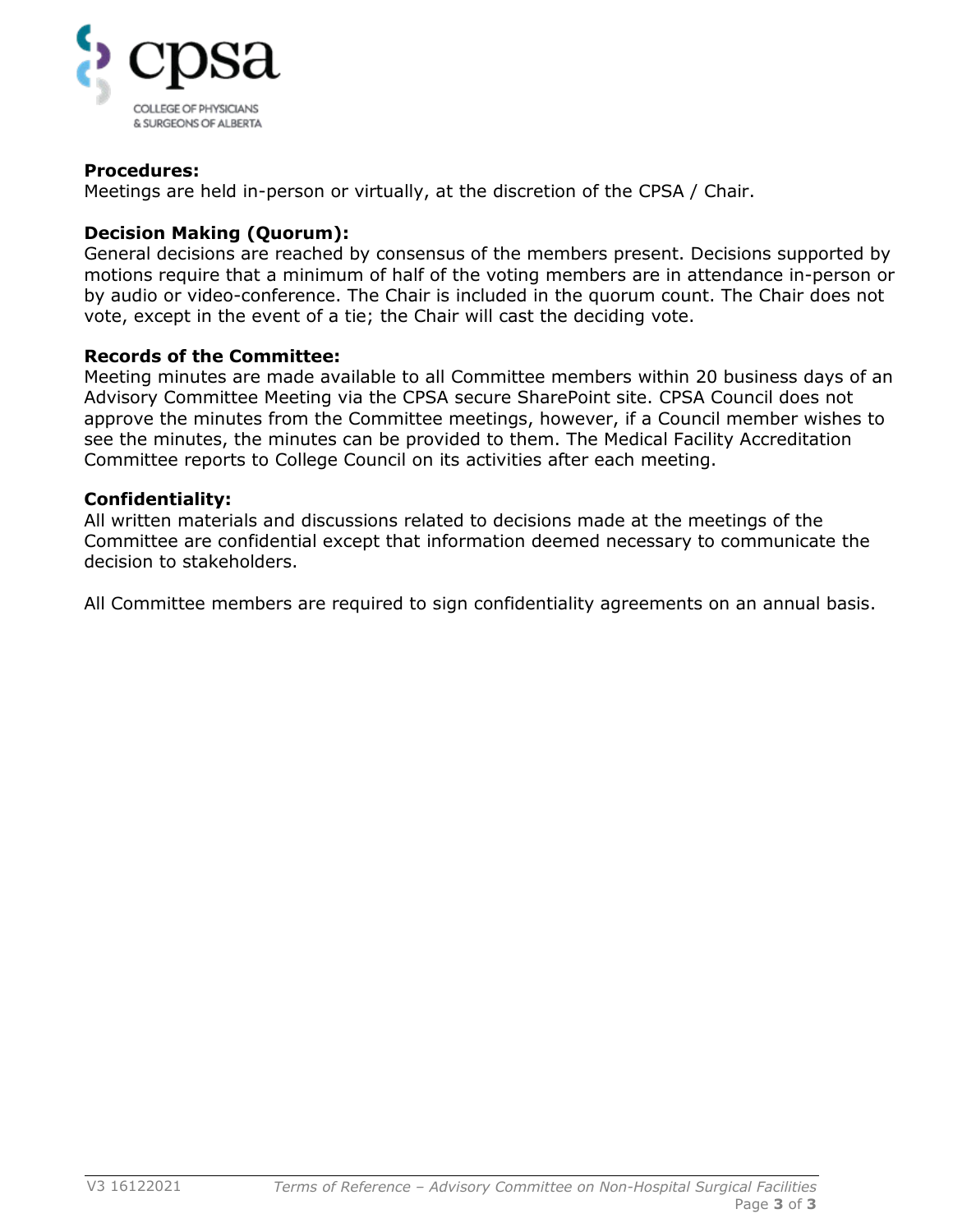**Procedures:**
Meetings are held in-person or virtually, at the discretion of the CPSA / Chair.

**Decision Making (Quorum):**
General decisions are reached by consensus of the members present. Decisions supported by motions require that a minimum of half of the voting members are in attendance in-person or by audio or video-conference. The Chair is included in the quorum count. The Chair does not vote, except in the event of a tie; the Chair will cast the deciding vote.

**Records of the Committee:**
Meeting minutes are made available to all Committee members within 20 business days of an Advisory Committee Meeting via the CPSA secure SharePoint site. CPSA Council does not approve the minutes from the Committee meetings, however, if a Council member wishes to see the minutes, the minutes can be provided to them. The Medical Facility Accreditation Committee reports to College Council on its activities after each meeting.

**Confidentiality:**
All written materials and discussions related to decisions made at the meetings of the Committee are confidential except that information deemed necessary to communicate the decision to stakeholders.

All Committee members are required to sign confidentiality agreements on an annual basis.